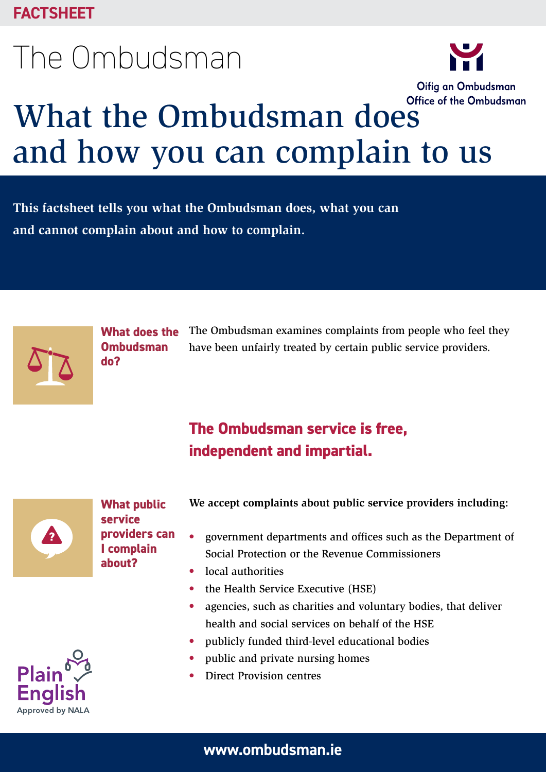FACTSHEET

# The Ombudsman

Oifig an Ombudsman
Office of the Ombudsman

# What the Ombudsman does and how you can complain to us

**This factsheet tells you what the Ombudsman does, what you can and cannot complain about and how to complain.**

## What does the Ombudsman do?

The Ombudsman examines complaints from people who feel they have been unfairly treated by certain public service providers.

**The Ombudsman service is free, independent and impartial.**

## What public service providers can I complain about?

**We accept complaints about public service providers including:**

- government departments and offices such as the Department of Social Protection or the Revenue Commissioners
- local authorities
- the Health Service Executive (HSE)
- agencies, such as charities and voluntary bodies, that deliver health and social services on behalf of the HSE
- publicly funded third-level educational bodies
- public and private nursing homes
- Direct Provision centres

Plain English
Approved by NALA

www.ombudsman.ie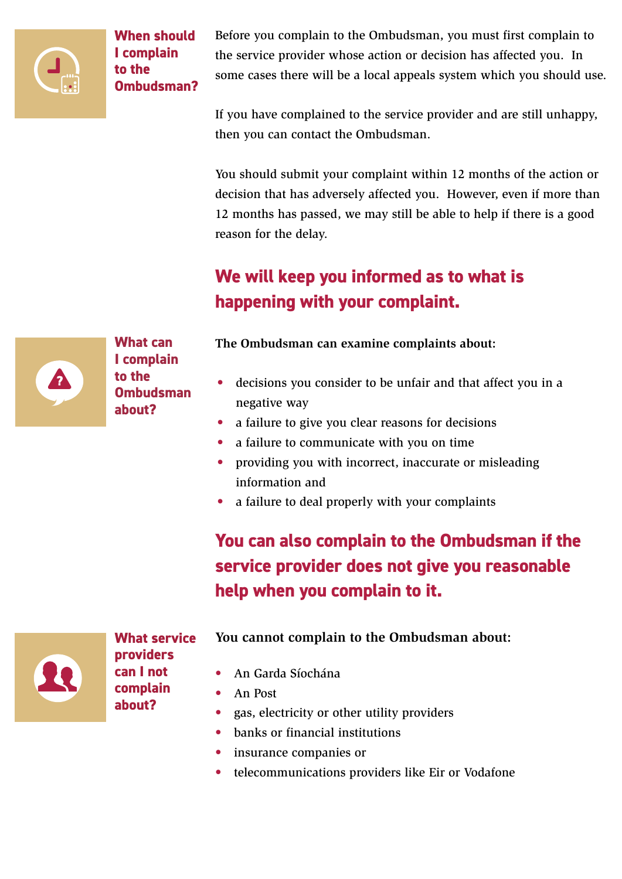## When should I complain to the Ombudsman?

Before you complain to the Ombudsman, you must first complain to the service provider whose action or decision has affected you. In some cases there will be a local appeals system which you should use.

If you have complained to the service provider and are still unhappy, then you can contact the Ombudsman.

You should submit your complaint within 12 months of the action or decision that has adversely affected you. However, even if more than 12 months has passed, we may still be able to help if there is a good reason for the delay.

**We will keep you informed as to what is happening with your complaint.**

## What can I complain to the Ombudsman about?

**The Ombudsman can examine complaints about:**

- decisions you consider to be unfair and that affect you in a negative way
- a failure to give you clear reasons for decisions
- a failure to communicate with you on time
- providing you with incorrect, inaccurate or misleading information and
- a failure to deal properly with your complaints

**You can also complain to the Ombudsman if the service provider does not give you reasonable help when you complain to it.**

## What service providers can I not complain about?

**You cannot complain to the Ombudsman about:**

- An Garda Síochána
- An Post
- gas, electricity or other utility providers
- banks or financial institutions
- insurance companies or
- telecommunications providers like Eir or Vodafone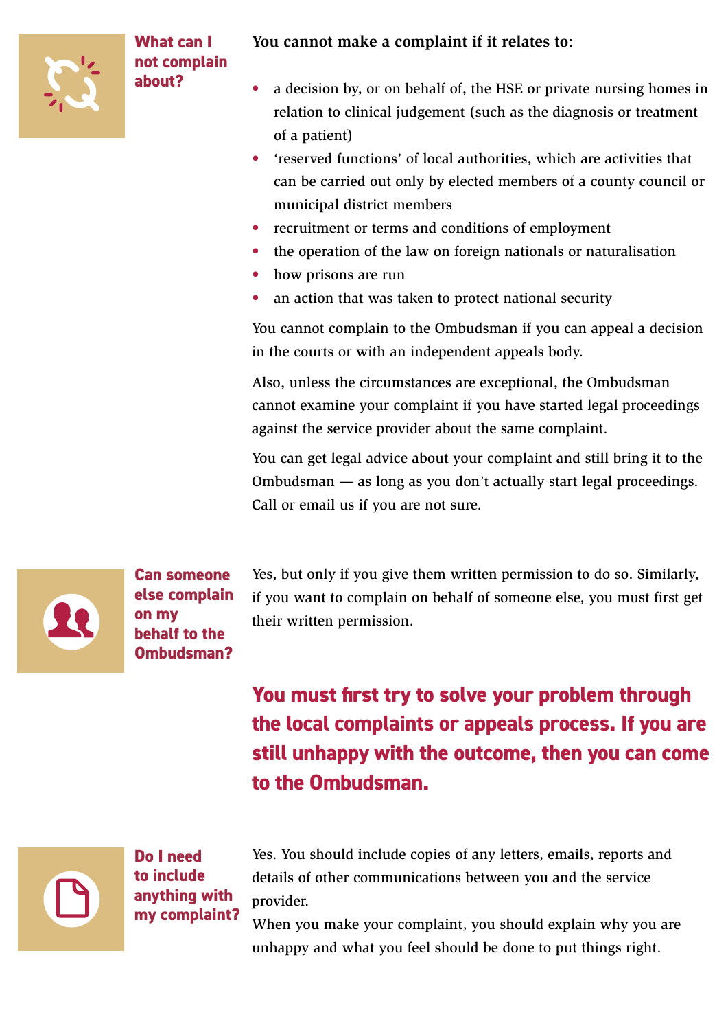## What can I not complain about?

**You cannot make a complaint if it relates to:**

- a decision by, or on behalf of, the HSE or private nursing homes in relation to clinical judgement (such as the diagnosis or treatment of a patient)
- 'reserved functions' of local authorities, which are activities that can be carried out only by elected members of a county council or municipal district members
- recruitment or terms and conditions of employment
- the operation of the law on foreign nationals or naturalisation
- how prisons are run
- an action that was taken to protect national security

You cannot complain to the Ombudsman if you can appeal a decision in the courts or with an independent appeals body.

Also, unless the circumstances are exceptional, the Ombudsman cannot examine your complaint if you have started legal proceedings against the service provider about the same complaint.

You can get legal advice about your complaint and still bring it to the Ombudsman — as long as you don't actually start legal proceedings. Call or email us if you are not sure.

## Can someone else complain on my behalf to the Ombudsman?

Yes, but only if you give them written permission to do so. Similarly, if you want to complain on behalf of someone else, you must first get their written permission.

**You must first try to solve your problem through the local complaints or appeals process. If you are still unhappy with the outcome, then you can come to the Ombudsman.**

## Do I need to include anything with my complaint?

Yes. You should include copies of any letters, emails, reports and details of other communications between you and the service provider.

When you make your complaint, you should explain why you are unhappy and what you feel should be done to put things right.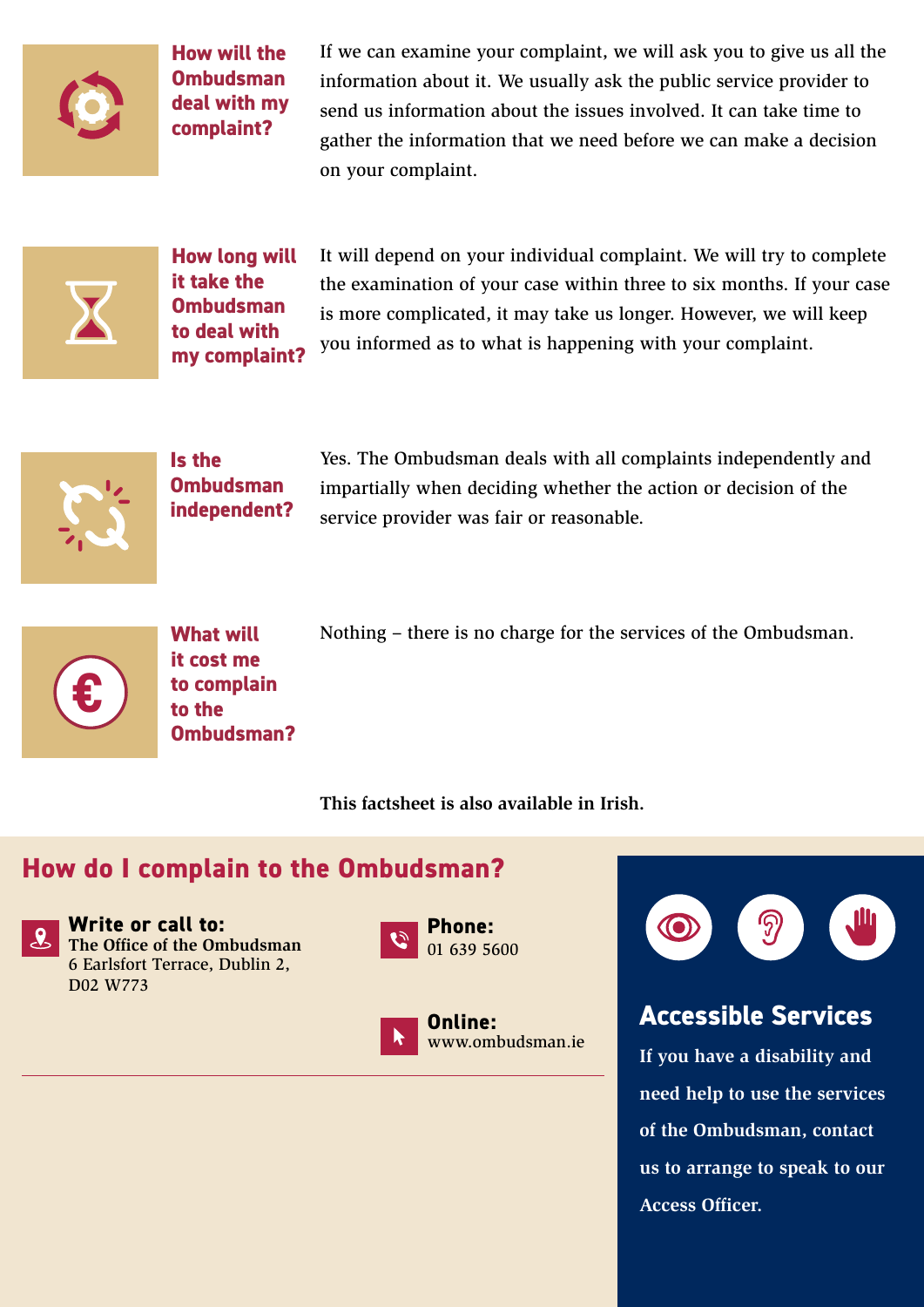### How will the Ombudsman deal with my complaint?

If we can examine your complaint, we will ask you to give us all the information about it. We usually ask the public service provider to send us information about the issues involved. It can take time to gather the information that we need before we can make a decision on your complaint.

### How long will it take the Ombudsman to deal with my complaint?

It will depend on your individual complaint. We will try to complete the examination of your case within three to six months. If your case is more complicated, it may take us longer. However, we will keep you informed as to what is happening with your complaint.

### Is the Ombudsman independent?

Yes. The Ombudsman deals with all complaints independently and impartially when deciding whether the action or decision of the service provider was fair or reasonable.

### What will it cost me to complain to the Ombudsman?

Nothing – there is no charge for the services of the Ombudsman.

**This factsheet is also available in Irish.**

## How do I complain to the Ombudsman?

**Write or call to:**
**The Office of the Ombudsman**
6 Earlsfort Terrace, Dublin 2,
D02 W773

**Phone:**
01 639 5600

**Online:**
www.ombudsman.ie

## Accessible Services

**If you have a disability and need help to use the services of the Ombudsman, contact us to arrange to speak to our Access Officer.**